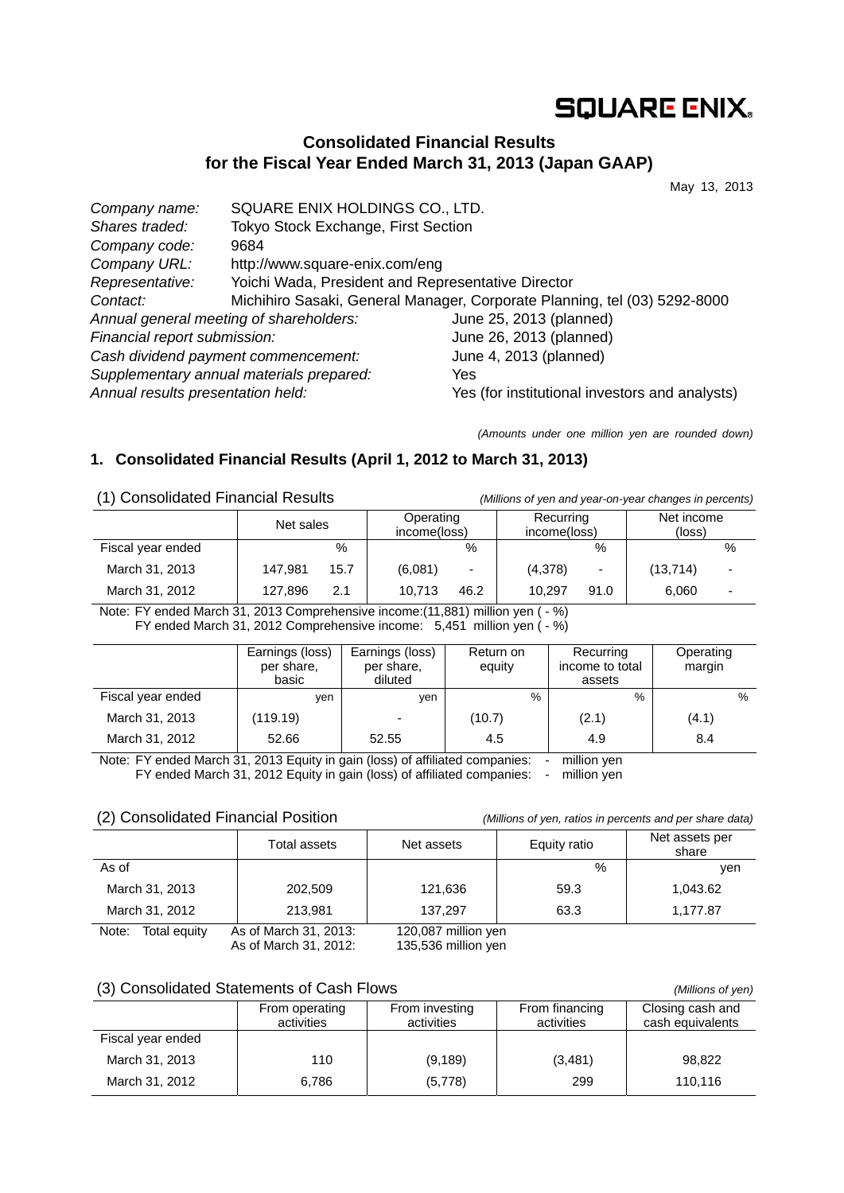SQUARE ENIX

## Consolidated Financial Results for the Fiscal Year Ended March 31, 2013 (Japan GAAP)

May 13, 2013

| | |
|---|---|
| *Company name:* | SQUARE ENIX HOLDINGS CO., LTD. |
| *Shares traded:* | Tokyo Stock Exchange, First Section |
| *Company code:* | 9684 |
| *Company URL:* | http://www.square-enix.com/eng |
| *Representative:* | Yoichi Wada, President and Representative Director |
| *Contact:* | Michihiro Sasaki, General Manager, Corporate Planning, tel (03) 5292-8000 |
| *Annual general meeting of shareholders:* | June 25, 2013 (planned) |
| *Financial report submission:* | June 26, 2013 (planned) |
| *Cash dividend payment commencement:* | June 4, 2013 (planned) |
| *Supplementary annual materials prepared:* | Yes |
| *Annual results presentation held:* | Yes (for institutional investors and analysts) |

*(Amounts under one million yen are rounded down)*

### 1. Consolidated Financial Results (April 1, 2012 to March 31, 2013)

(1) Consolidated Financial Results *(Millions of yen and year-on-year changes in percents)*

| | Net sales | | Operating income(loss) | | Recurring income(loss) | | Net income (loss) | |
|---|---|---|---|---|---|---|---|---|
| Fiscal year ended | | % | | % | | % | | % |
| March 31, 2013 | 147,981 | 15.7 | (6,081) | - | (4,378) | - | (13,714) | - |
| March 31, 2012 | 127,896 | 2.1 | 10,713 | 46.2 | 10,297 | 91.0 | 6,060 | - |

Note: FY ended March 31, 2013 Comprehensive income:(11,881) million yen ( - %)
FY ended March 31, 2012 Comprehensive income: 5,451 million yen ( - %)

| | Earnings (loss) per share, basic | Earnings (loss) per share, diluted | Return on equity | Recurring income to total assets | Operating margin |
|---|---|---|---|---|---|
| Fiscal year ended | yen | yen | % | % | % |
| March 31, 2013 | (119.19) | - | (10.7) | (2.1) | (4.1) |
| March 31, 2012 | 52.66 | 52.55 | 4.5 | 4.9 | 8.4 |

Note: FY ended March 31, 2013 Equity in gain (loss) of affiliated companies: - million yen
FY ended March 31, 2012 Equity in gain (loss) of affiliated companies: - million yen

(2) Consolidated Financial Position *(Millions of yen, ratios in percents and per share data)*

| | Total assets | Net assets | Equity ratio | Net assets per share |
|---|---|---|---|---|
| As of | | | % | yen |
| March 31, 2013 | 202,509 | 121,636 | 59.3 | 1,043.62 |
| March 31, 2012 | 213,981 | 137,297 | 63.3 | 1,177.87 |

Note: Total equity As of March 31, 2013: 120,087 million yen
As of March 31, 2012: 135,536 million yen

(3) Consolidated Statements of Cash Flows *(Millions of yen)*

| | From operating activities | From investing activities | From financing activities | Closing cash and cash equivalents |
|---|---|---|---|---|
| Fiscal year ended | | | | |
| March 31, 2013 | 110 | (9,189) | (3,481) | 98,822 |
| March 31, 2012 | 6,786 | (5,778) | 299 | 110,116 |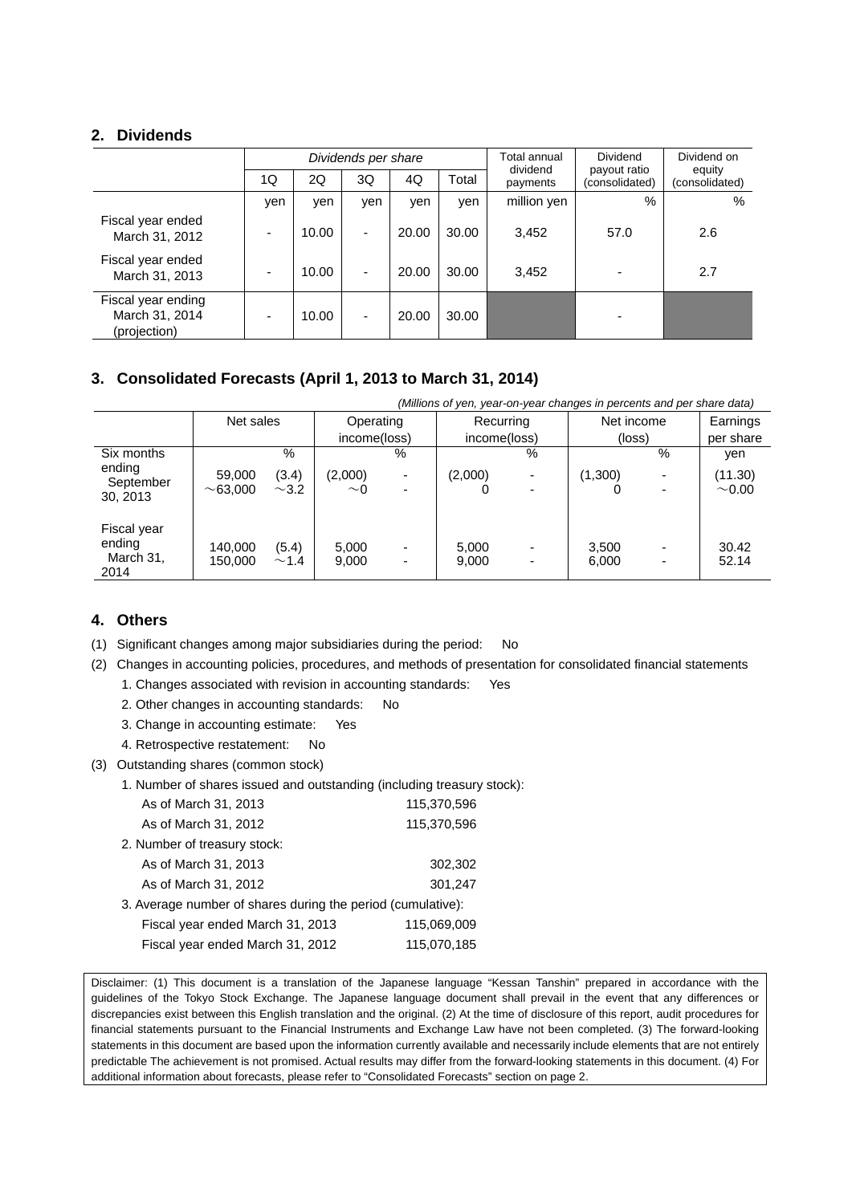## 2. Dividends

| | Dividends per share | | | | | Total annual dividend payments | Dividend payout ratio (consolidated) | Dividend on equity (consolidated) |
|---|---|---|---|---|---|---|---|---|
| | 1Q | 2Q | 3Q | 4Q | Total | | | |
| | yen | yen | yen | yen | yen | million yen | % | % |
| Fiscal year ended March 31, 2012 | - | 10.00 | - | 20.00 | 30.00 | 3,452 | 57.0 | 2.6 |
| Fiscal year ended March 31, 2013 | - | 10.00 | - | 20.00 | 30.00 | 3,452 | - | 2.7 |
| Fiscal year ending March 31, 2014 (projection) | - | 10.00 | - | 20.00 | 30.00 | | - | |

## 3. Consolidated Forecasts (April 1, 2013 to March 31, 2014)

*(Millions of yen, year-on-year changes in percents and per share data)*

| | Net sales | | Operating income(loss) | | Recurring income(loss) | | Net income (loss) | | Earnings per share |
|---|---|---|---|---|---|---|---|---|---|
| | | % | | % | | % | | % | yen |
| Six months ending September 30, 2013 | 59,000 ~63,000 | (3.4) ~3.2 | (2,000) ~0 | - - | (2,000) 0 | - - | (1,300) 0 | - - | (11.30) ~0.00 |
| Fiscal year ending March 31, 2014 | 140,000 150,000 | (5.4) ~1.4 | 5,000 9,000 | - - | 5,000 9,000 | - - | 3,500 6,000 | - - | 30.42 52.14 |

## 4. Others

(1) Significant changes among major subsidiaries during the period: No

(2) Changes in accounting policies, procedures, and methods of presentation for consolidated financial statements

1. Changes associated with revision in accounting standards: Yes
2. Other changes in accounting standards: No
3. Change in accounting estimate: Yes
4. Retrospective restatement: No

(3) Outstanding shares (common stock)

1. Number of shares issued and outstanding (including treasury stock):

| | |
|---|---|
| As of March 31, 2013 | 115,370,596 |
| As of March 31, 2012 | 115,370,596 |

2. Number of treasury stock:

| | |
|---|---|
| As of March 31, 2013 | 302,302 |
| As of March 31, 2012 | 301,247 |

3. Average number of shares during the period (cumulative):

| | |
|---|---|
| Fiscal year ended March 31, 2013 | 115,069,009 |
| Fiscal year ended March 31, 2012 | 115,070,185 |

Disclaimer: (1) This document is a translation of the Japanese language "Kessan Tanshin" prepared in accordance with the guidelines of the Tokyo Stock Exchange. The Japanese language document shall prevail in the event that any differences or discrepancies exist between this English translation and the original. (2) At the time of disclosure of this report, audit procedures for financial statements pursuant to the Financial Instruments and Exchange Law have not been completed. (3) The forward-looking statements in this document are based upon the information currently available and necessarily include elements that are not entirely predictable The achievement is not promised. Actual results may differ from the forward-looking statements in this document. (4) For additional information about forecasts, please refer to "Consolidated Forecasts" section on page 2.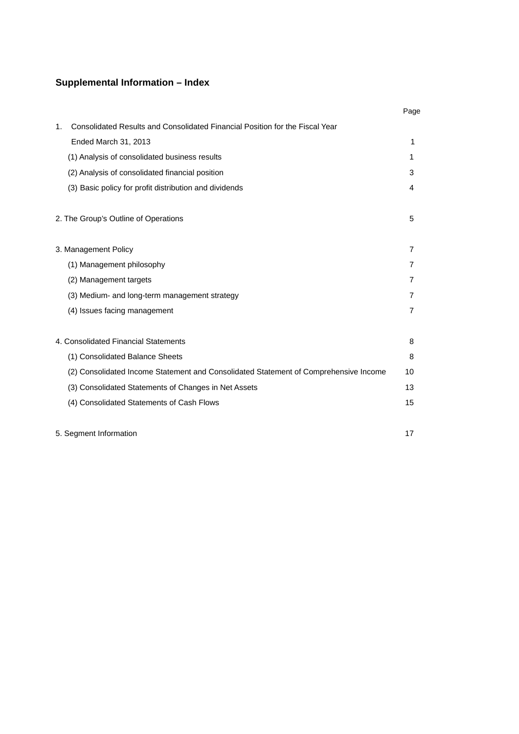## Supplemental Information – Index

| | Page |
|---|---|
| 1. Consolidated Results and Consolidated Financial Position for the Fiscal Year Ended March 31, 2013 | 1 |
| (1) Analysis of consolidated business results | 1 |
| (2) Analysis of consolidated financial position | 3 |
| (3) Basic policy for profit distribution and dividends | 4 |
| 2. The Group's Outline of Operations | 5 |
| 3. Management Policy | 7 |
| (1) Management philosophy | 7 |
| (2) Management targets | 7 |
| (3) Medium- and long-term management strategy | 7 |
| (4) Issues facing management | 7 |
| 4. Consolidated Financial Statements | 8 |
| (1) Consolidated Balance Sheets | 8 |
| (2) Consolidated Income Statement and Consolidated Statement of Comprehensive Income | 10 |
| (3) Consolidated Statements of Changes in Net Assets | 13 |
| (4) Consolidated Statements of Cash Flows | 15 |
| 5. Segment Information | 17 |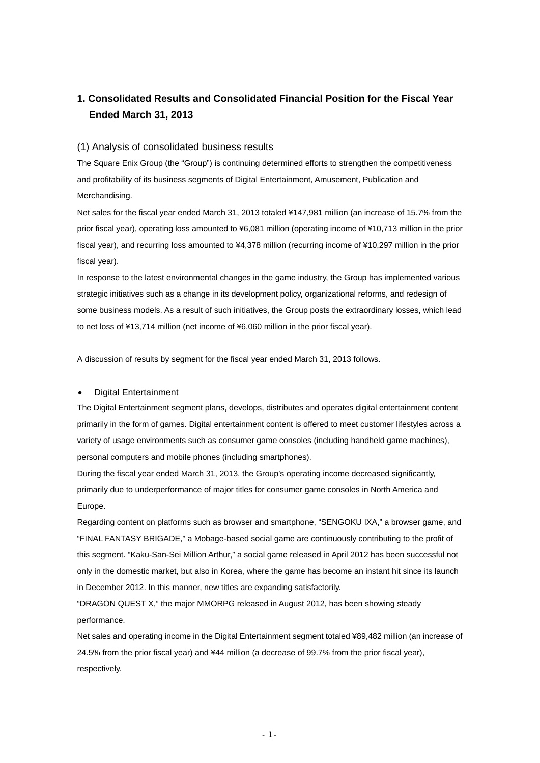## 1. Consolidated Results and Consolidated Financial Position for the Fiscal Year Ended March 31, 2013

### (1) Analysis of consolidated business results

The Square Enix Group (the "Group") is continuing determined efforts to strengthen the competitiveness and profitability of its business segments of Digital Entertainment, Amusement, Publication and Merchandising.

Net sales for the fiscal year ended March 31, 2013 totaled ¥147,981 million (an increase of 15.7% from the prior fiscal year), operating loss amounted to ¥6,081 million (operating income of ¥10,713 million in the prior fiscal year), and recurring loss amounted to ¥4,378 million (recurring income of ¥10,297 million in the prior fiscal year).

In response to the latest environmental changes in the game industry, the Group has implemented various strategic initiatives such as a change in its development policy, organizational reforms, and redesign of some business models. As a result of such initiatives, the Group posts the extraordinary losses, which lead to net loss of ¥13,714 million (net income of ¥6,060 million in the prior fiscal year).

A discussion of results by segment for the fiscal year ended March 31, 2013 follows.

- Digital Entertainment

The Digital Entertainment segment plans, develops, distributes and operates digital entertainment content primarily in the form of games. Digital entertainment content is offered to meet customer lifestyles across a variety of usage environments such as consumer game consoles (including handheld game machines), personal computers and mobile phones (including smartphones).

During the fiscal year ended March 31, 2013, the Group's operating income decreased significantly, primarily due to underperformance of major titles for consumer game consoles in North America and Europe.

Regarding content on platforms such as browser and smartphone, "SENGOKU IXA," a browser game, and "FINAL FANTASY BRIGADE," a Mobage-based social game are continuously contributing to the profit of this segment. "Kaku-San-Sei Million Arthur," a social game released in April 2012 has been successful not only in the domestic market, but also in Korea, where the game has become an instant hit since its launch in December 2012. In this manner, new titles are expanding satisfactorily.

"DRAGON QUEST X," the major MMORPG released in August 2012, has been showing steady performance.

Net sales and operating income in the Digital Entertainment segment totaled ¥89,482 million (an increase of 24.5% from the prior fiscal year) and ¥44 million (a decrease of 99.7% from the prior fiscal year), respectively.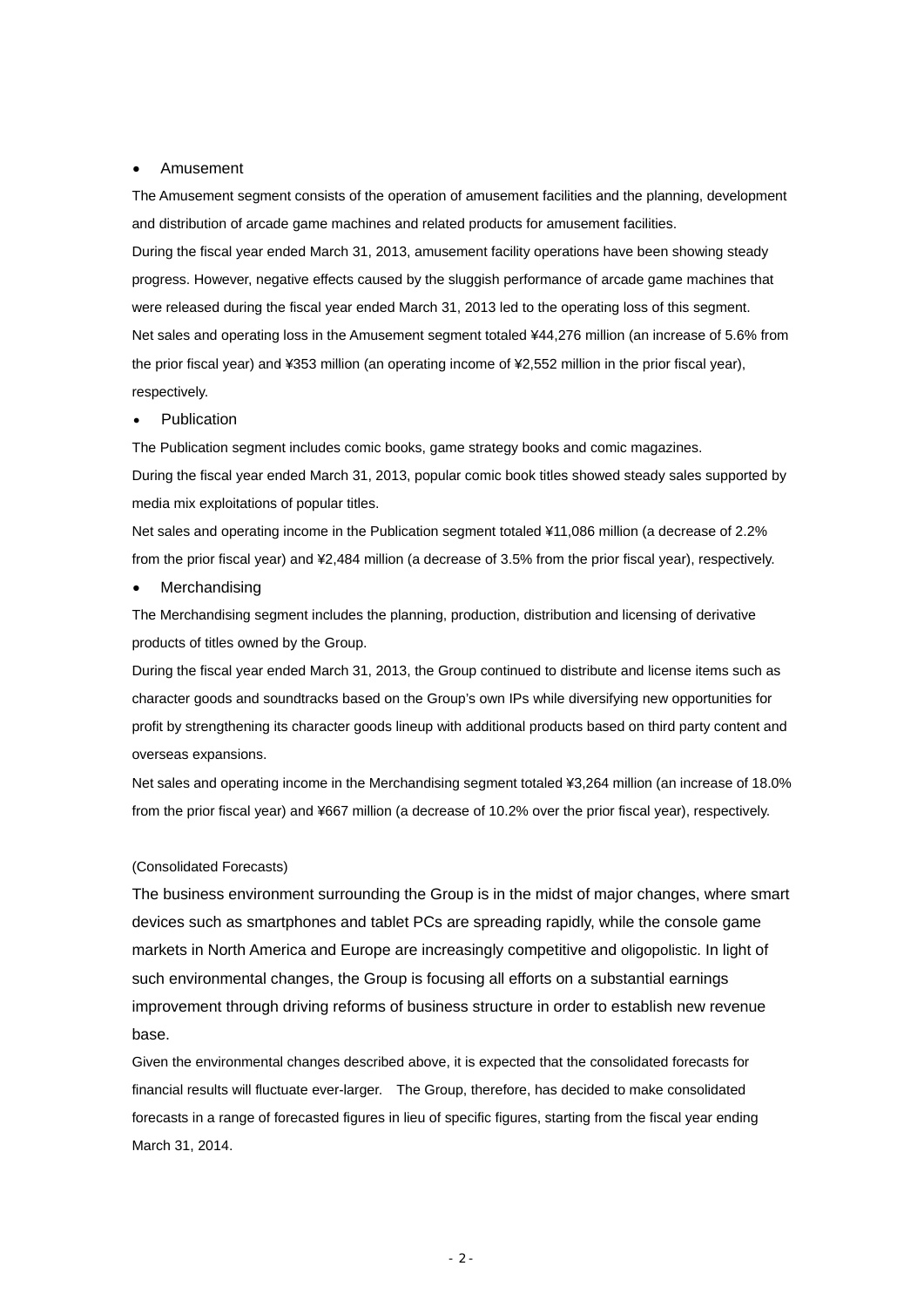- Amusement

The Amusement segment consists of the operation of amusement facilities and the planning, development and distribution of arcade game machines and related products for amusement facilities.

During the fiscal year ended March 31, 2013, amusement facility operations have been showing steady progress. However, negative effects caused by the sluggish performance of arcade game machines that were released during the fiscal year ended March 31, 2013 led to the operating loss of this segment.

Net sales and operating loss in the Amusement segment totaled ¥44,276 million (an increase of 5.6% from the prior fiscal year) and ¥353 million (an operating income of ¥2,552 million in the prior fiscal year), respectively.

- Publication

The Publication segment includes comic books, game strategy books and comic magazines.

During the fiscal year ended March 31, 2013, popular comic book titles showed steady sales supported by media mix exploitations of popular titles.

Net sales and operating income in the Publication segment totaled ¥11,086 million (a decrease of 2.2% from the prior fiscal year) and ¥2,484 million (a decrease of 3.5% from the prior fiscal year), respectively.

- Merchandising

The Merchandising segment includes the planning, production, distribution and licensing of derivative products of titles owned by the Group.

During the fiscal year ended March 31, 2013, the Group continued to distribute and license items such as character goods and soundtracks based on the Group's own IPs while diversifying new opportunities for profit by strengthening its character goods lineup with additional products based on third party content and overseas expansions.

Net sales and operating income in the Merchandising segment totaled ¥3,264 million (an increase of 18.0% from the prior fiscal year) and ¥667 million (a decrease of 10.2% over the prior fiscal year), respectively.

(Consolidated Forecasts)

The business environment surrounding the Group is in the midst of major changes, where smart devices such as smartphones and tablet PCs are spreading rapidly, while the console game markets in North America and Europe are increasingly competitive and oligopolistic. In light of such environmental changes, the Group is focusing all efforts on a substantial earnings improvement through driving reforms of business structure in order to establish new revenue base.

Given the environmental changes described above, it is expected that the consolidated forecasts for financial results will fluctuate ever-larger. The Group, therefore, has decided to make consolidated forecasts in a range of forecasted figures in lieu of specific figures, starting from the fiscal year ending March 31, 2014.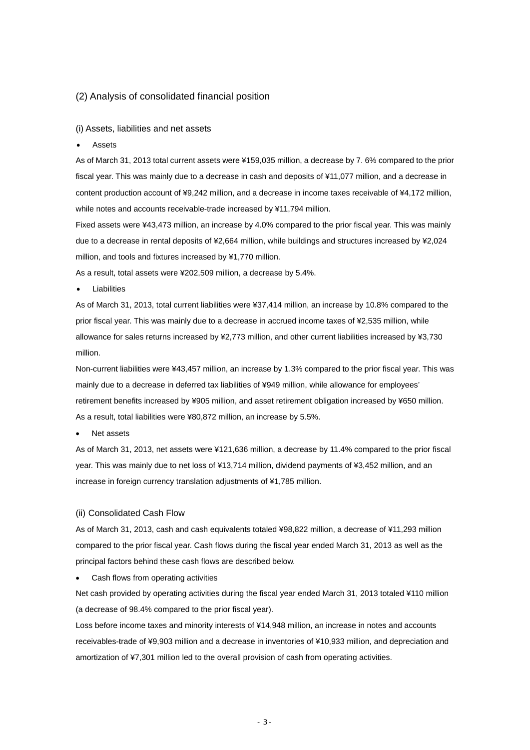## (2) Analysis of consolidated financial position

### (i) Assets, liabilities and net assets

- Assets

As of March 31, 2013 total current assets were ¥159,035 million, a decrease by 7. 6% compared to the prior fiscal year. This was mainly due to a decrease in cash and deposits of ¥11,077 million, and a decrease in content production account of ¥9,242 million, and a decrease in income taxes receivable of ¥4,172 million, while notes and accounts receivable-trade increased by ¥11,794 million.

Fixed assets were ¥43,473 million, an increase by 4.0% compared to the prior fiscal year. This was mainly due to a decrease in rental deposits of ¥2,664 million, while buildings and structures increased by ¥2,024 million, and tools and fixtures increased by ¥1,770 million.

As a result, total assets were ¥202,509 million, a decrease by 5.4%.

- Liabilities

As of March 31, 2013, total current liabilities were ¥37,414 million, an increase by 10.8% compared to the prior fiscal year. This was mainly due to a decrease in accrued income taxes of ¥2,535 million, while allowance for sales returns increased by ¥2,773 million, and other current liabilities increased by ¥3,730 million.

Non-current liabilities were ¥43,457 million, an increase by 1.3% compared to the prior fiscal year. This was mainly due to a decrease in deferred tax liabilities of ¥949 million, while allowance for employees' retirement benefits increased by ¥905 million, and asset retirement obligation increased by ¥650 million. As a result, total liabilities were ¥80,872 million, an increase by 5.5%.

- Net assets

As of March 31, 2013, net assets were ¥121,636 million, a decrease by 11.4% compared to the prior fiscal year. This was mainly due to net loss of ¥13,714 million, dividend payments of ¥3,452 million, and an increase in foreign currency translation adjustments of ¥1,785 million.

### (ii) Consolidated Cash Flow

As of March 31, 2013, cash and cash equivalents totaled ¥98,822 million, a decrease of ¥11,293 million compared to the prior fiscal year. Cash flows during the fiscal year ended March 31, 2013 as well as the principal factors behind these cash flows are described below.

- Cash flows from operating activities

Net cash provided by operating activities during the fiscal year ended March 31, 2013 totaled ¥110 million (a decrease of 98.4% compared to the prior fiscal year).

Loss before income taxes and minority interests of ¥14,948 million, an increase in notes and accounts receivables-trade of ¥9,903 million and a decrease in inventories of ¥10,933 million, and depreciation and amortization of ¥7,301 million led to the overall provision of cash from operating activities.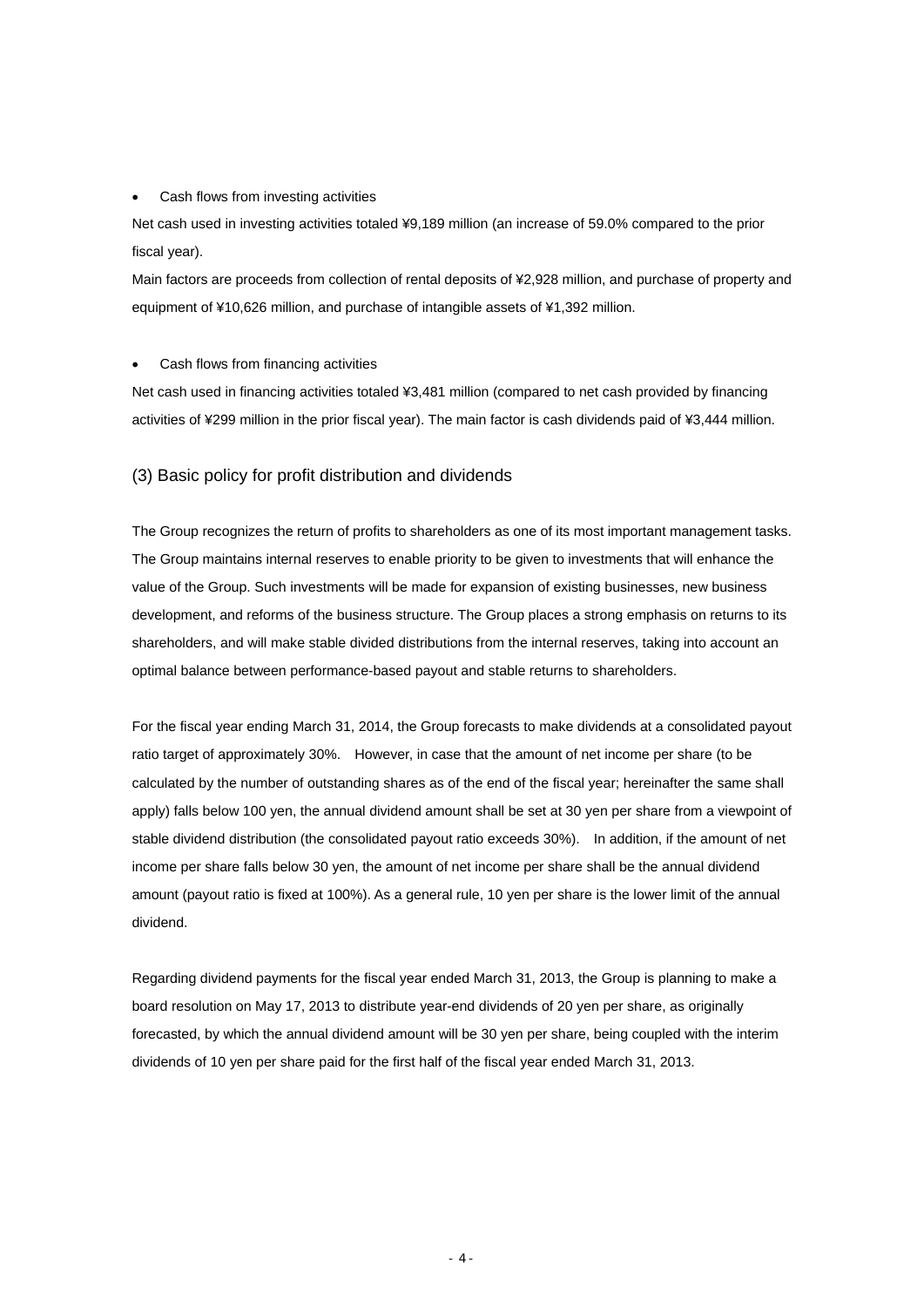- Cash flows from investing activities

Net cash used in investing activities totaled ¥9,189 million (an increase of 59.0% compared to the prior fiscal year).

Main factors are proceeds from collection of rental deposits of ¥2,928 million, and purchase of property and equipment of ¥10,626 million, and purchase of intangible assets of ¥1,392 million.

- Cash flows from financing activities

Net cash used in financing activities totaled ¥3,481 million (compared to net cash provided by financing activities of ¥299 million in the prior fiscal year). The main factor is cash dividends paid of ¥3,444 million.

### (3) Basic policy for profit distribution and dividends

The Group recognizes the return of profits to shareholders as one of its most important management tasks. The Group maintains internal reserves to enable priority to be given to investments that will enhance the value of the Group. Such investments will be made for expansion of existing businesses, new business development, and reforms of the business structure. The Group places a strong emphasis on returns to its shareholders, and will make stable divided distributions from the internal reserves, taking into account an optimal balance between performance-based payout and stable returns to shareholders.

For the fiscal year ending March 31, 2014, the Group forecasts to make dividends at a consolidated payout ratio target of approximately 30%. However, in case that the amount of net income per share (to be calculated by the number of outstanding shares as of the end of the fiscal year; hereinafter the same shall apply) falls below 100 yen, the annual dividend amount shall be set at 30 yen per share from a viewpoint of stable dividend distribution (the consolidated payout ratio exceeds 30%). In addition, if the amount of net income per share falls below 30 yen, the amount of net income per share shall be the annual dividend amount (payout ratio is fixed at 100%). As a general rule, 10 yen per share is the lower limit of the annual dividend.

Regarding dividend payments for the fiscal year ended March 31, 2013, the Group is planning to make a board resolution on May 17, 2013 to distribute year-end dividends of 20 yen per share, as originally forecasted, by which the annual dividend amount will be 30 yen per share, being coupled with the interim dividends of 10 yen per share paid for the first half of the fiscal year ended March 31, 2013.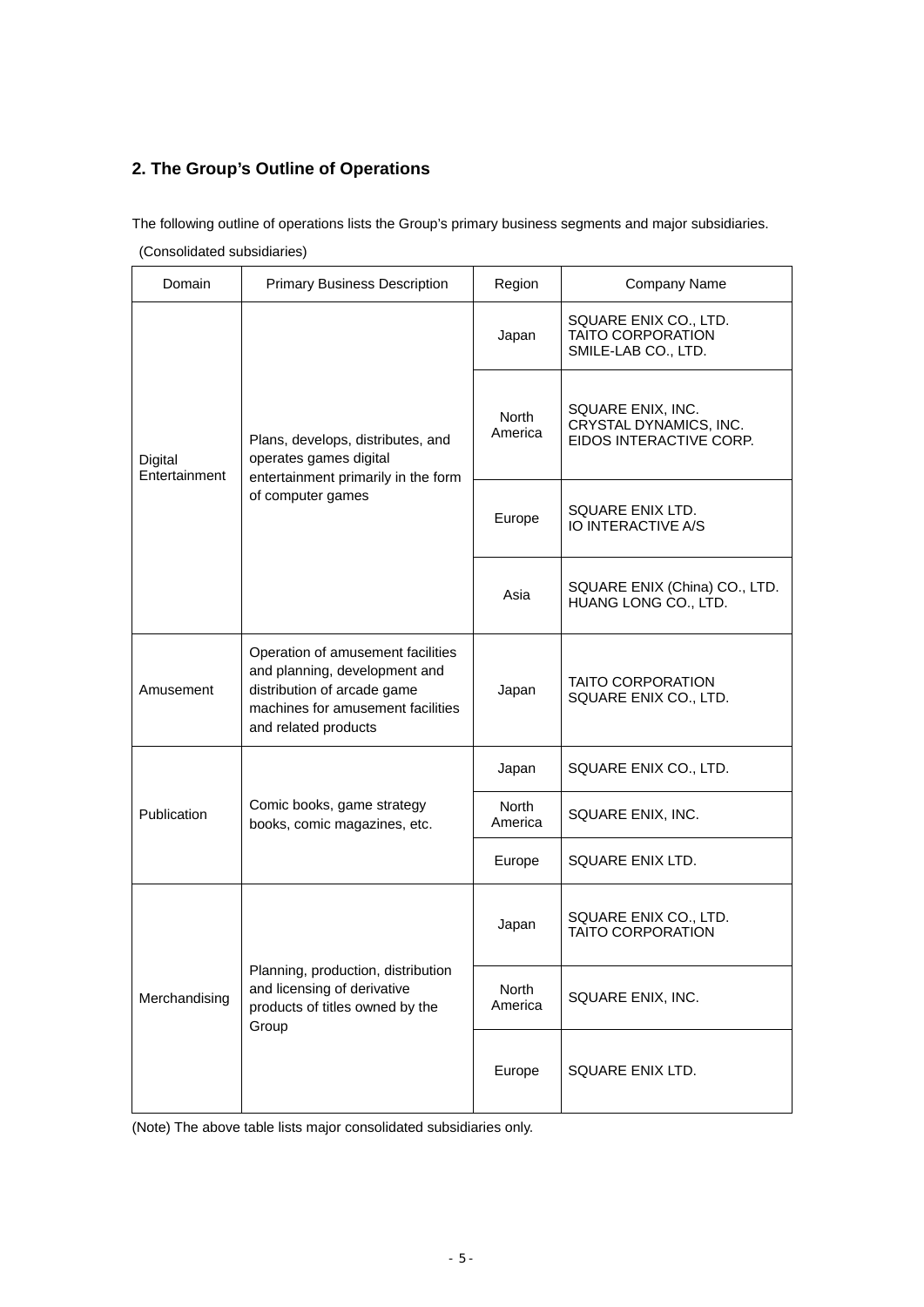## 2. The Group's Outline of Operations

The following outline of operations lists the Group's primary business segments and major subsidiaries.

(Consolidated subsidiaries)

| Domain | Primary Business Description | Region | Company Name |
|---|---|---|---|
| Digital Entertainment | Plans, develops, distributes, and operates games digital entertainment primarily in the form of computer games | Japan | SQUARE ENIX CO., LTD.<br>TAITO CORPORATION<br>SMILE-LAB CO., LTD. |
| | | North America | SQUARE ENIX, INC.<br>CRYSTAL DYNAMICS, INC.<br>EIDOS INTERACTIVE CORP. |
| | | Europe | SQUARE ENIX LTD.<br>IO INTERACTIVE A/S |
| | | Asia | SQUARE ENIX (China) CO., LTD.<br>HUANG LONG CO., LTD. |
| Amusement | Operation of amusement facilities and planning, development and distribution of arcade game machines for amusement facilities and related products | Japan | TAITO CORPORATION<br>SQUARE ENIX CO., LTD. |
| Publication | Comic books, game strategy books, comic magazines, etc. | Japan | SQUARE ENIX CO., LTD. |
| | | North America | SQUARE ENIX, INC. |
| | | Europe | SQUARE ENIX LTD. |
| Merchandising | Planning, production, distribution and licensing of derivative products of titles owned by the Group | Japan | SQUARE ENIX CO., LTD.<br>TAITO CORPORATION |
| | | North America | SQUARE ENIX, INC. |
| | | Europe | SQUARE ENIX LTD. |

(Note) The above table lists major consolidated subsidiaries only.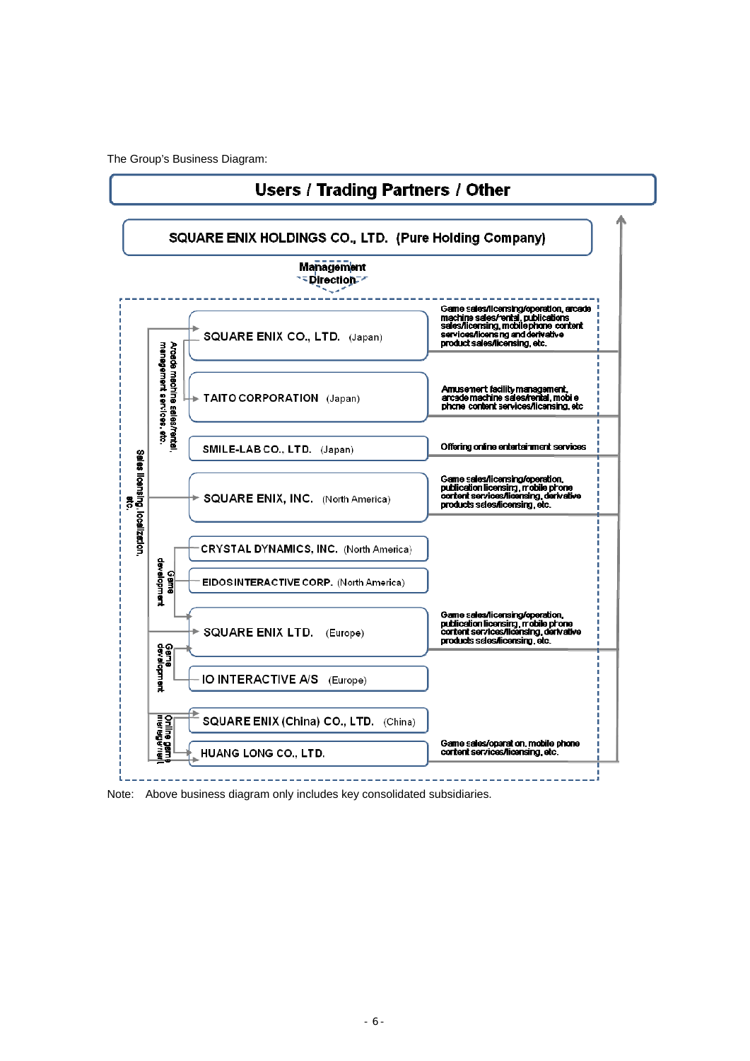The Group's Business Diagram:

**Users / Trading Partners / Other**

**SQUARE ENIX HOLDINGS CO., LTD. (Pure Holding Company)**

Management Direction

| Company | Business |
| --- | --- |
| SQUARE ENIX CO., LTD. (Japan) | Game sales/licensing/operation, arcade machine sales/rental, publications sales/licensing, mobile phone content services/licensing and derivative product sales/licensing, etc. |
| TAITO CORPORATION (Japan) | Amusement facility management, arcade machine sales/rental, mobile phone content services/licensing, etc |
| SMILE-LAB CO., LTD. (Japan) | Offering online entertainment services |
| SQUARE ENIX, INC. (North America) | Game sales/licensing/operation, publication licensing, mobile phone content services/licensing, derivative products sales/licensing, etc. |
| CRYSTAL DYNAMICS, INC. (North America) | |
| EIDOS INTERACTIVE CORP. (North America) | |
| SQUARE ENIX LTD. (Europe) | Game sales/licensing/operation, publication licensing, mobile phone content services/licensing, derivative products sales/licensing, etc. |
| IO INTERACTIVE A/S (Europe) | |
| SQUARE ENIX (China) CO., LTD. (China) | |
| HUANG LONG CO., LTD. | Game sales/operation, mobile phone content services/licensing, etc. |

Intra-group flows shown in the diagram:

- Sales licensing localization, etc.
- Arcade machine sales/rental, management services, etc. (SQUARE ENIX CO., LTD. → TAITO CORPORATION)
- Game development (CRYSTAL DYNAMICS, INC. and EIDOS INTERACTIVE CORP. → SQUARE ENIX LTD.)
- Game development (IO INTERACTIVE A/S → SQUARE ENIX LTD.)
- Online game management (SQUARE ENIX (China) CO., LTD. → HUANG LONG CO., LTD.)

Note: Above business diagram only includes key consolidated subsidiaries.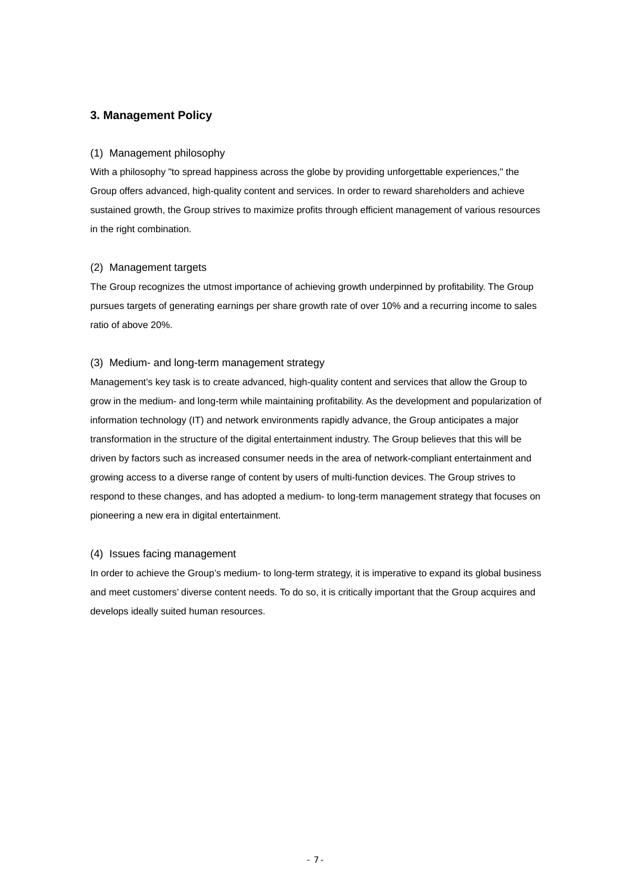## 3. Management Policy

### (1) Management philosophy

With a philosophy "to spread happiness across the globe by providing unforgettable experiences," the Group offers advanced, high-quality content and services. In order to reward shareholders and achieve sustained growth, the Group strives to maximize profits through efficient management of various resources in the right combination.

### (2) Management targets

The Group recognizes the utmost importance of achieving growth underpinned by profitability. The Group pursues targets of generating earnings per share growth rate of over 10% and a recurring income to sales ratio of above 20%.

### (3) Medium- and long-term management strategy

Management's key task is to create advanced, high-quality content and services that allow the Group to grow in the medium- and long-term while maintaining profitability. As the development and popularization of information technology (IT) and network environments rapidly advance, the Group anticipates a major transformation in the structure of the digital entertainment industry. The Group believes that this will be driven by factors such as increased consumer needs in the area of network-compliant entertainment and growing access to a diverse range of content by users of multi-function devices. The Group strives to respond to these changes, and has adopted a medium- to long-term management strategy that focuses on pioneering a new era in digital entertainment.

### (4) Issues facing management

In order to achieve the Group's medium- to long-term strategy, it is imperative to expand its global business and meet customers' diverse content needs. To do so, it is critically important that the Group acquires and develops ideally suited human resources.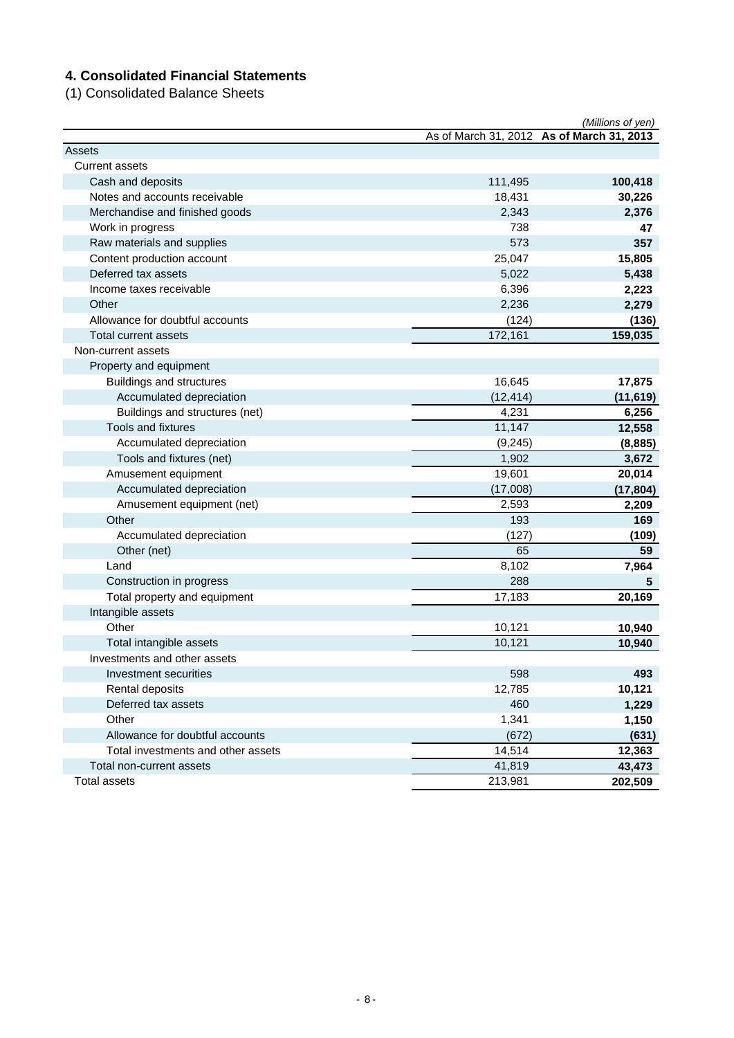## 4. Consolidated Financial Statements

(1) Consolidated Balance Sheets

*(Millions of yen)*

| | As of March 31, 2012 | **As of March 31, 2013** |
|---|---|---|
| Assets | | |
| Current assets | | |
| Cash and deposits | 111,495 | **100,418** |
| Notes and accounts receivable | 18,431 | **30,226** |
| Merchandise and finished goods | 2,343 | **2,376** |
| Work in progress | 738 | **47** |
| Raw materials and supplies | 573 | **357** |
| Content production account | 25,047 | **15,805** |
| Deferred tax assets | 5,022 | **5,438** |
| Income taxes receivable | 6,396 | **2,223** |
| Other | 2,236 | **2,279** |
| Allowance for doubtful accounts | (124) | **(136)** |
| Total current assets | 172,161 | **159,035** |
| Non-current assets | | |
| Property and equipment | | |
| Buildings and structures | 16,645 | **17,875** |
| Accumulated depreciation | (12,414) | **(11,619)** |
| Buildings and structures (net) | 4,231 | **6,256** |
| Tools and fixtures | 11,147 | **12,558** |
| Accumulated depreciation | (9,245) | **(8,885)** |
| Tools and fixtures (net) | 1,902 | **3,672** |
| Amusement equipment | 19,601 | **20,014** |
| Accumulated depreciation | (17,008) | **(17,804)** |
| Amusement equipment (net) | 2,593 | **2,209** |
| Other | 193 | **169** |
| Accumulated depreciation | (127) | **(109)** |
| Other (net) | 65 | **59** |
| Land | 8,102 | **7,964** |
| Construction in progress | 288 | **5** |
| Total property and equipment | 17,183 | **20,169** |
| Intangible assets | | |
| Other | 10,121 | **10,940** |
| Total intangible assets | 10,121 | **10,940** |
| Investments and other assets | | |
| Investment securities | 598 | **493** |
| Rental deposits | 12,785 | **10,121** |
| Deferred tax assets | 460 | **1,229** |
| Other | 1,341 | **1,150** |
| Allowance for doubtful accounts | (672) | **(631)** |
| Total investments and other assets | 14,514 | **12,363** |
| Total non-current assets | 41,819 | **43,473** |
| Total assets | 213,981 | **202,509** |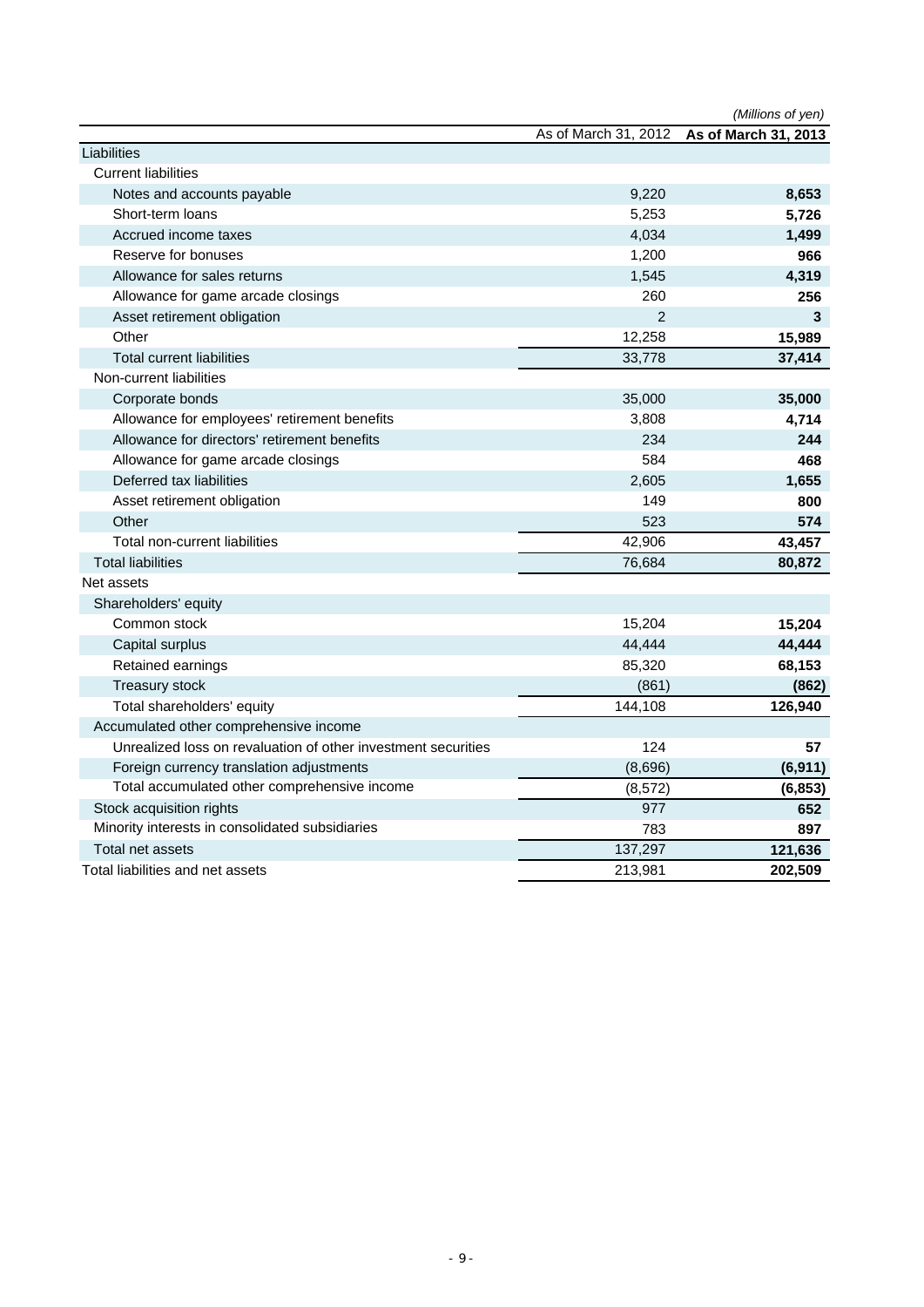(Millions of yen)

| | As of March 31, 2012 | **As of March 31, 2013** |
|---|---|---|
| Liabilities | | |
| Current liabilities | | |
| Notes and accounts payable | 9,220 | **8,653** |
| Short-term loans | 5,253 | **5,726** |
| Accrued income taxes | 4,034 | **1,499** |
| Reserve for bonuses | 1,200 | **966** |
| Allowance for sales returns | 1,545 | **4,319** |
| Allowance for game arcade closings | 260 | **256** |
| Asset retirement obligation | 2 | **3** |
| Other | 12,258 | **15,989** |
| Total current liabilities | 33,778 | **37,414** |
| Non-current liabilities | | |
| Corporate bonds | 35,000 | **35,000** |
| Allowance for employees' retirement benefits | 3,808 | **4,714** |
| Allowance for directors' retirement benefits | 234 | **244** |
| Allowance for game arcade closings | 584 | **468** |
| Deferred tax liabilities | 2,605 | **1,655** |
| Asset retirement obligation | 149 | **800** |
| Other | 523 | **574** |
| Total non-current liabilities | 42,906 | **43,457** |
| Total liabilities | 76,684 | **80,872** |
| Net assets | | |
| Shareholders' equity | | |
| Common stock | 15,204 | **15,204** |
| Capital surplus | 44,444 | **44,444** |
| Retained earnings | 85,320 | **68,153** |
| Treasury stock | (861) | **(862)** |
| Total shareholders' equity | 144,108 | **126,940** |
| Accumulated other comprehensive income | | |
| Unrealized loss on revaluation of other investment securities | 124 | **57** |
| Foreign currency translation adjustments | (8,696) | **(6,911)** |
| Total accumulated other comprehensive income | (8,572) | **(6,853)** |
| Stock acquisition rights | 977 | **652** |
| Minority interests in consolidated subsidiaries | 783 | **897** |
| Total net assets | 137,297 | **121,636** |
| Total liabilities and net assets | 213,981 | **202,509** |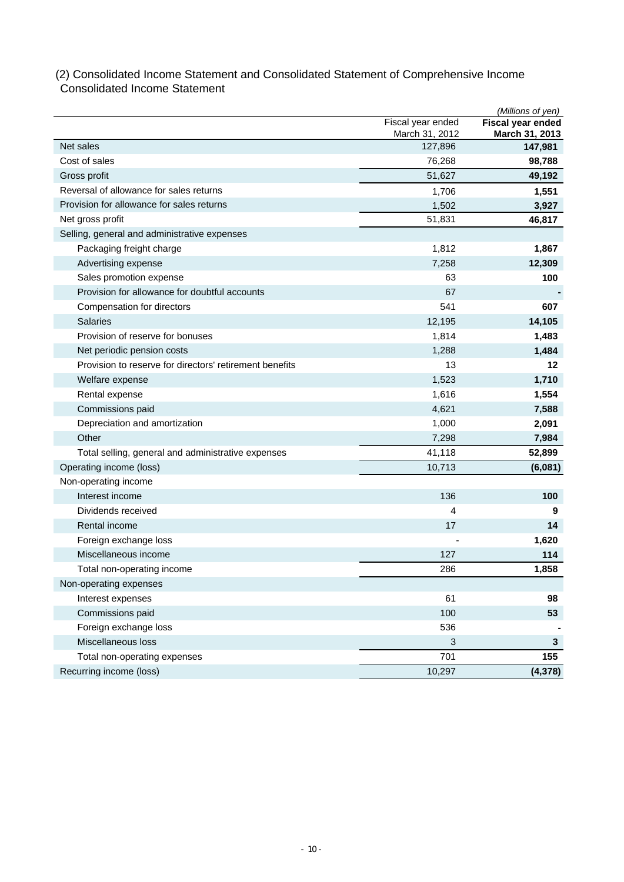(2) Consolidated Income Statement and Consolidated Statement of Comprehensive Income

Consolidated Income Statement

*(Millions of yen)*

| | Fiscal year ended March 31, 2012 | **Fiscal year ended March 31, 2013** |
|---|---|---|
| Net sales | 127,896 | **147,981** |
| Cost of sales | 76,268 | **98,788** |
| Gross profit | 51,627 | **49,192** |
| Reversal of allowance for sales returns | 1,706 | **1,551** |
| Provision for allowance for sales returns | 1,502 | **3,927** |
| Net gross profit | 51,831 | **46,817** |
| Selling, general and administrative expenses | | |
| Packaging freight charge | 1,812 | **1,867** |
| Advertising expense | 7,258 | **12,309** |
| Sales promotion expense | 63 | **100** |
| Provision for allowance for doubtful accounts | 67 | **-** |
| Compensation for directors | 541 | **607** |
| Salaries | 12,195 | **14,105** |
| Provision of reserve for bonuses | 1,814 | **1,483** |
| Net periodic pension costs | 1,288 | **1,484** |
| Provision to reserve for directors' retirement benefits | 13 | **12** |
| Welfare expense | 1,523 | **1,710** |
| Rental expense | 1,616 | **1,554** |
| Commissions paid | 4,621 | **7,588** |
| Depreciation and amortization | 1,000 | **2,091** |
| Other | 7,298 | **7,984** |
| Total selling, general and administrative expenses | 41,118 | **52,899** |
| Operating income (loss) | 10,713 | **(6,081)** |
| Non-operating income | | |
| Interest income | 136 | **100** |
| Dividends received | 4 | **9** |
| Rental income | 17 | **14** |
| Foreign exchange loss | - | **1,620** |
| Miscellaneous income | 127 | **114** |
| Total non-operating income | 286 | **1,858** |
| Non-operating expenses | | |
| Interest expenses | 61 | **98** |
| Commissions paid | 100 | **53** |
| Foreign exchange loss | 536 | **-** |
| Miscellaneous loss | 3 | **3** |
| Total non-operating expenses | 701 | **155** |
| Recurring income (loss) | 10,297 | **(4,378)** |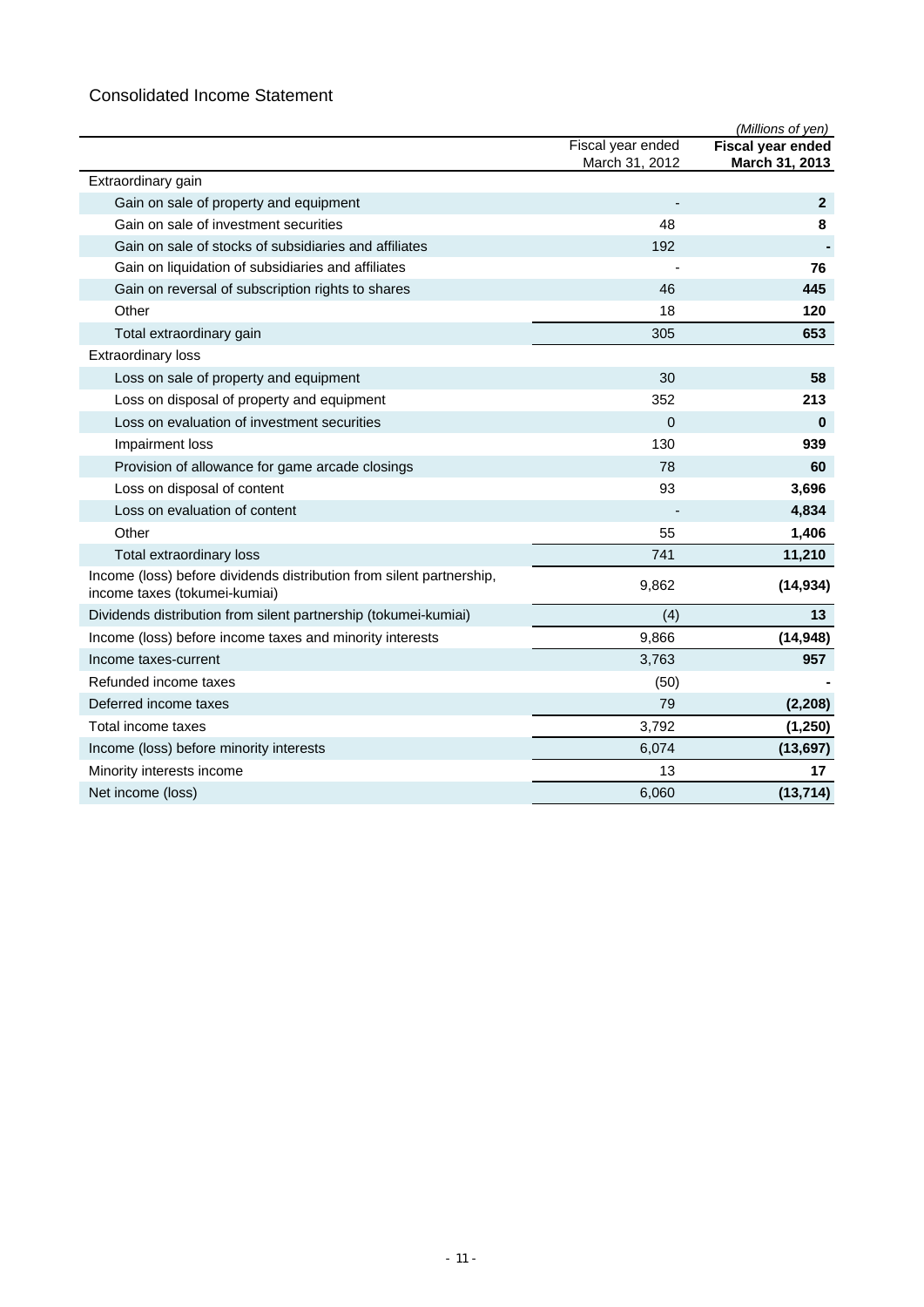## Consolidated Income Statement

*(Millions of yen)*

| | Fiscal year ended March 31, 2012 | **Fiscal year ended March 31, 2013** |
|---|---|---|
| Extraordinary gain | | |
| Gain on sale of property and equipment | - | **2** |
| Gain on sale of investment securities | 48 | **8** |
| Gain on sale of stocks of subsidiaries and affiliates | 192 | **-** |
| Gain on liquidation of subsidiaries and affiliates | - | **76** |
| Gain on reversal of subscription rights to shares | 46 | **445** |
| Other | 18 | **120** |
| Total extraordinary gain | 305 | **653** |
| Extraordinary loss | | |
| Loss on sale of property and equipment | 30 | **58** |
| Loss on disposal of property and equipment | 352 | **213** |
| Loss on evaluation of investment securities | 0 | **0** |
| Impairment loss | 130 | **939** |
| Provision of allowance for game arcade closings | 78 | **60** |
| Loss on disposal of content | 93 | **3,696** |
| Loss on evaluation of content | - | **4,834** |
| Other | 55 | **1,406** |
| Total extraordinary loss | 741 | **11,210** |
| Income (loss) before dividends distribution from silent partnership, income taxes (tokumei-kumiai) | 9,862 | **(14,934)** |
| Dividends distribution from silent partnership (tokumei-kumiai) | (4) | **13** |
| Income (loss) before income taxes and minority interests | 9,866 | **(14,948)** |
| Income taxes-current | 3,763 | **957** |
| Refunded income taxes | (50) | **-** |
| Deferred income taxes | 79 | **(2,208)** |
| Total income taxes | 3,792 | **(1,250)** |
| Income (loss) before minority interests | 6,074 | **(13,697)** |
| Minority interests income | 13 | **17** |
| Net income (loss) | 6,060 | **(13,714)** |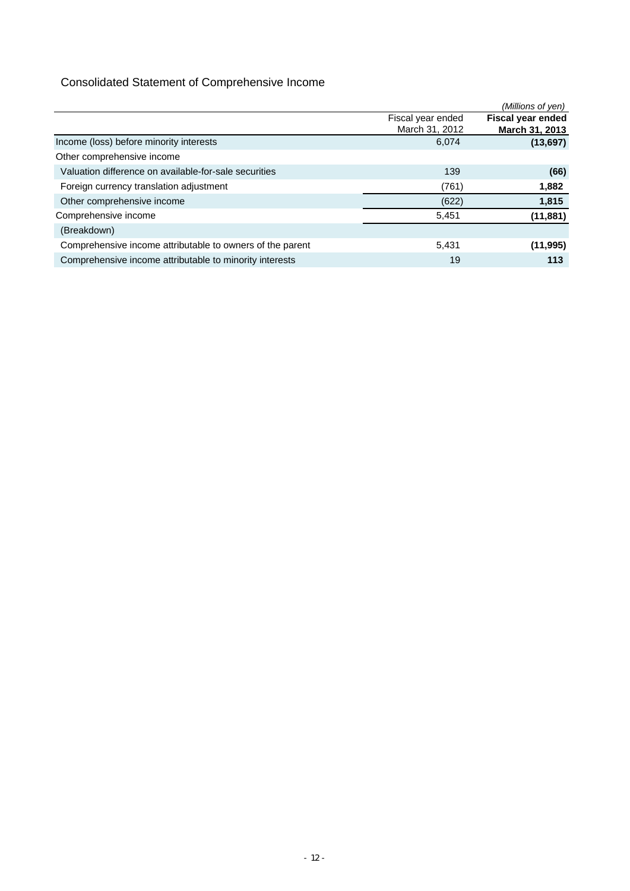## Consolidated Statement of Comprehensive Income

*(Millions of yen)*

| | Fiscal year ended March 31, 2012 | **Fiscal year ended March 31, 2013** |
|---|---|---|
| Income (loss) before minority interests | 6,074 | **(13,697)** |
| Other comprehensive income | | |
| Valuation difference on available-for-sale securities | 139 | **(66)** |
| Foreign currency translation adjustment | (761) | **1,882** |
| Other comprehensive income | (622) | **1,815** |
| Comprehensive income | 5,451 | **(11,881)** |
| (Breakdown) | | |
| Comprehensive income attributable to owners of the parent | 5,431 | **(11,995)** |
| Comprehensive income attributable to minority interests | 19 | **113** |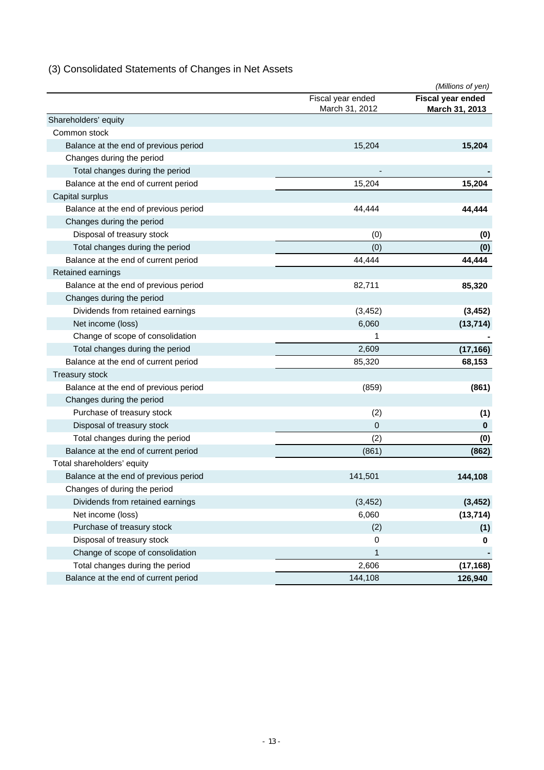## (3) Consolidated Statements of Changes in Net Assets

*(Millions of yen)*

| | Fiscal year ended March 31, 2012 | **Fiscal year ended March 31, 2013** |
|---|---|---|
| Shareholders' equity | | |
| Common stock | | |
| Balance at the end of previous period | 15,204 | **15,204** |
| Changes during the period | | |
| Total changes during the period | - | **-** |
| Balance at the end of current period | 15,204 | **15,204** |
| Capital surplus | | |
| Balance at the end of previous period | 44,444 | **44,444** |
| Changes during the period | | |
| Disposal of treasury stock | (0) | **(0)** |
| Total changes during the period | (0) | **(0)** |
| Balance at the end of current period | 44,444 | **44,444** |
| Retained earnings | | |
| Balance at the end of previous period | 82,711 | **85,320** |
| Changes during the period | | |
| Dividends from retained earnings | (3,452) | **(3,452)** |
| Net income (loss) | 6,060 | **(13,714)** |
| Change of scope of consolidation | 1 | **-** |
| Total changes during the period | 2,609 | **(17,166)** |
| Balance at the end of current period | 85,320 | **68,153** |
| Treasury stock | | |
| Balance at the end of previous period | (859) | **(861)** |
| Changes during the period | | |
| Purchase of treasury stock | (2) | **(1)** |
| Disposal of treasury stock | 0 | **0** |
| Total changes during the period | (2) | **(0)** |
| Balance at the end of current period | (861) | **(862)** |
| Total shareholders' equity | | |
| Balance at the end of previous period | 141,501 | **144,108** |
| Changes of during the period | | |
| Dividends from retained earnings | (3,452) | **(3,452)** |
| Net income (loss) | 6,060 | **(13,714)** |
| Purchase of treasury stock | (2) | **(1)** |
| Disposal of treasury stock | 0 | **0** |
| Change of scope of consolidation | 1 | **-** |
| Total changes during the period | 2,606 | **(17,168)** |
| Balance at the end of current period | 144,108 | **126,940** |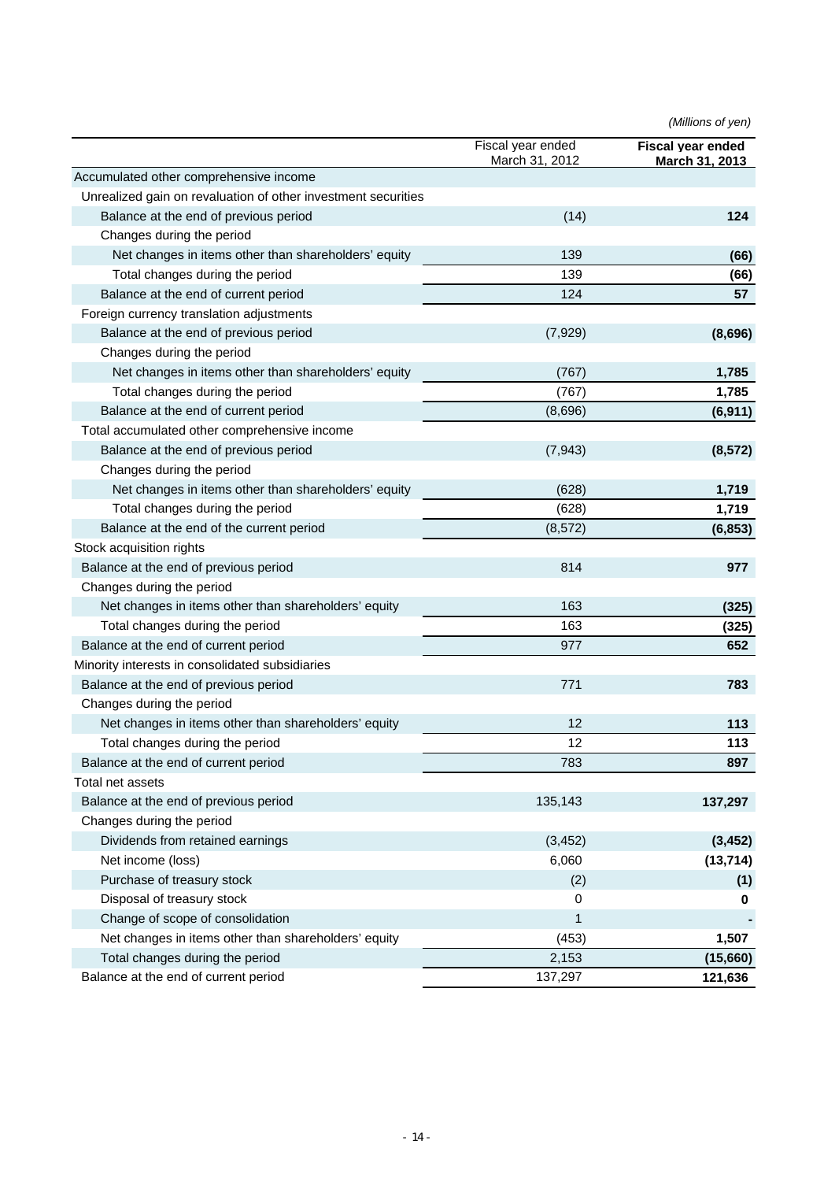*(Millions of yen)*

| | Fiscal year ended March 31, 2012 | **Fiscal year ended March 31, 2013** |
|---|---|---|
| Accumulated other comprehensive income | | |
| Unrealized gain on revaluation of other investment securities | | |
| Balance at the end of previous period | (14) | **124** |
| Changes during the period | | |
| Net changes in items other than shareholders' equity | 139 | **(66)** |
| Total changes during the period | 139 | **(66)** |
| Balance at the end of current period | 124 | **57** |
| Foreign currency translation adjustments | | |
| Balance at the end of previous period | (7,929) | **(8,696)** |
| Changes during the period | | |
| Net changes in items other than shareholders' equity | (767) | **1,785** |
| Total changes during the period | (767) | **1,785** |
| Balance at the end of current period | (8,696) | **(6,911)** |
| Total accumulated other comprehensive income | | |
| Balance at the end of previous period | (7,943) | **(8,572)** |
| Changes during the period | | |
| Net changes in items other than shareholders' equity | (628) | **1,719** |
| Total changes during the period | (628) | **1,719** |
| Balance at the end of the current period | (8,572) | **(6,853)** |
| Stock acquisition rights | | |
| Balance at the end of previous period | 814 | **977** |
| Changes during the period | | |
| Net changes in items other than shareholders' equity | 163 | **(325)** |
| Total changes during the period | 163 | **(325)** |
| Balance at the end of current period | 977 | **652** |
| Minority interests in consolidated subsidiaries | | |
| Balance at the end of previous period | 771 | **783** |
| Changes during the period | | |
| Net changes in items other than shareholders' equity | 12 | **113** |
| Total changes during the period | 12 | **113** |
| Balance at the end of current period | 783 | **897** |
| Total net assets | | |
| Balance at the end of previous period | 135,143 | **137,297** |
| Changes during the period | | |
| Dividends from retained earnings | (3,452) | **(3,452)** |
| Net income (loss) | 6,060 | **(13,714)** |
| Purchase of treasury stock | (2) | **(1)** |
| Disposal of treasury stock | 0 | **0** |
| Change of scope of consolidation | 1 | **-** |
| Net changes in items other than shareholders' equity | (453) | **1,507** |
| Total changes during the period | 2,153 | **(15,660)** |
| Balance at the end of current period | 137,297 | **121,636** |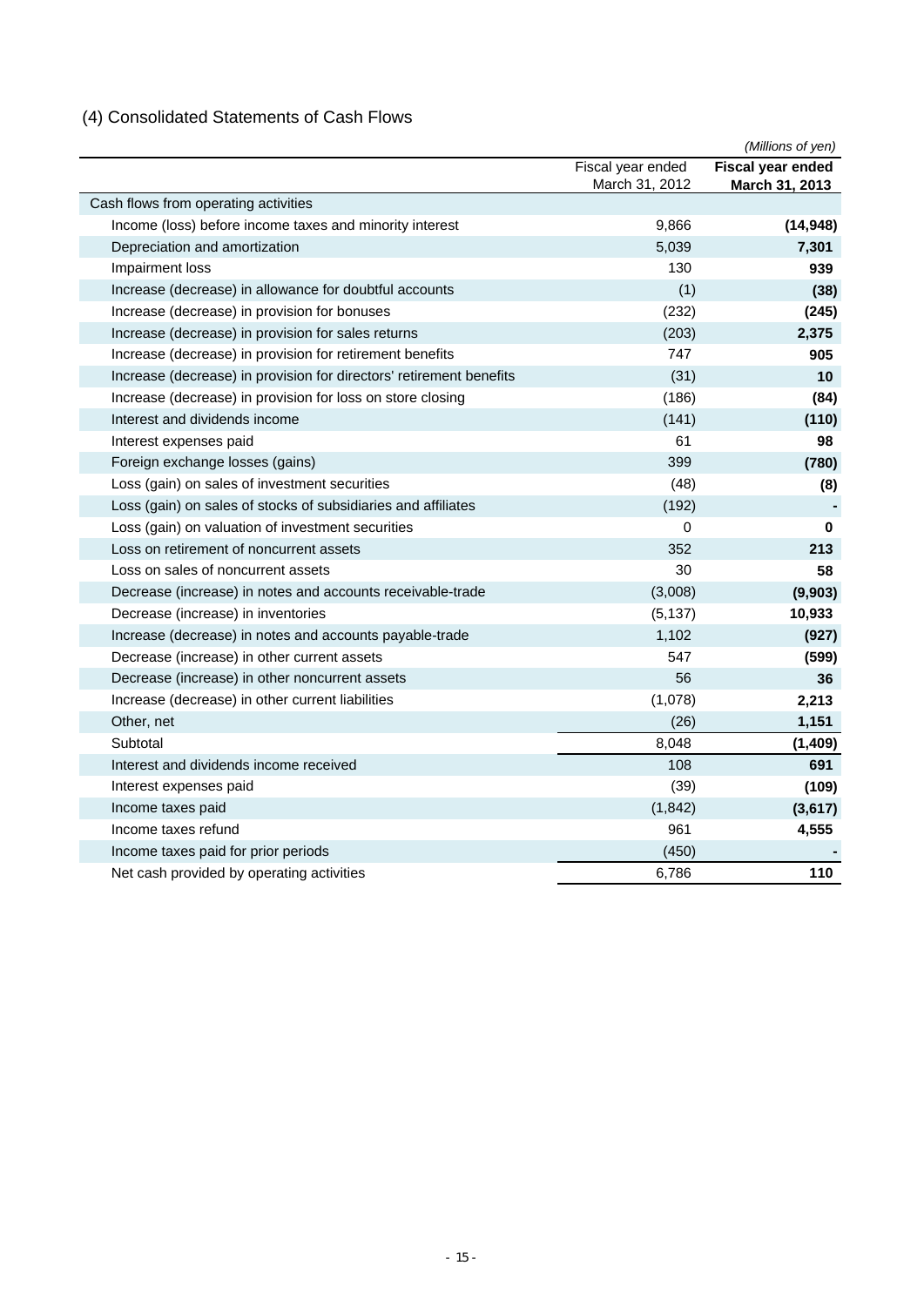## (4) Consolidated Statements of Cash Flows

*(Millions of yen)*

| | Fiscal year ended March 31, 2012 | **Fiscal year ended March 31, 2013** |
|---|---|---|
| Cash flows from operating activities | | |
| Income (loss) before income taxes and minority interest | 9,866 | **(14,948)** |
| Depreciation and amortization | 5,039 | **7,301** |
| Impairment loss | 130 | **939** |
| Increase (decrease) in allowance for doubtful accounts | (1) | **(38)** |
| Increase (decrease) in provision for bonuses | (232) | **(245)** |
| Increase (decrease) in provision for sales returns | (203) | **2,375** |
| Increase (decrease) in provision for retirement benefits | 747 | **905** |
| Increase (decrease) in provision for directors' retirement benefits | (31) | **10** |
| Increase (decrease) in provision for loss on store closing | (186) | **(84)** |
| Interest and dividends income | (141) | **(110)** |
| Interest expenses paid | 61 | **98** |
| Foreign exchange losses (gains) | 399 | **(780)** |
| Loss (gain) on sales of investment securities | (48) | **(8)** |
| Loss (gain) on sales of stocks of subsidiaries and affiliates | (192) | **-** |
| Loss (gain) on valuation of investment securities | 0 | **0** |
| Loss on retirement of noncurrent assets | 352 | **213** |
| Loss on sales of noncurrent assets | 30 | **58** |
| Decrease (increase) in notes and accounts receivable-trade | (3,008) | **(9,903)** |
| Decrease (increase) in inventories | (5,137) | **10,933** |
| Increase (decrease) in notes and accounts payable-trade | 1,102 | **(927)** |
| Decrease (increase) in other current assets | 547 | **(599)** |
| Decrease (increase) in other noncurrent assets | 56 | **36** |
| Increase (decrease) in other current liabilities | (1,078) | **2,213** |
| Other, net | (26) | **1,151** |
| Subtotal | 8,048 | **(1,409)** |
| Interest and dividends income received | 108 | **691** |
| Interest expenses paid | (39) | **(109)** |
| Income taxes paid | (1,842) | **(3,617)** |
| Income taxes refund | 961 | **4,555** |
| Income taxes paid for prior periods | (450) | **-** |
| Net cash provided by operating activities | 6,786 | **110** |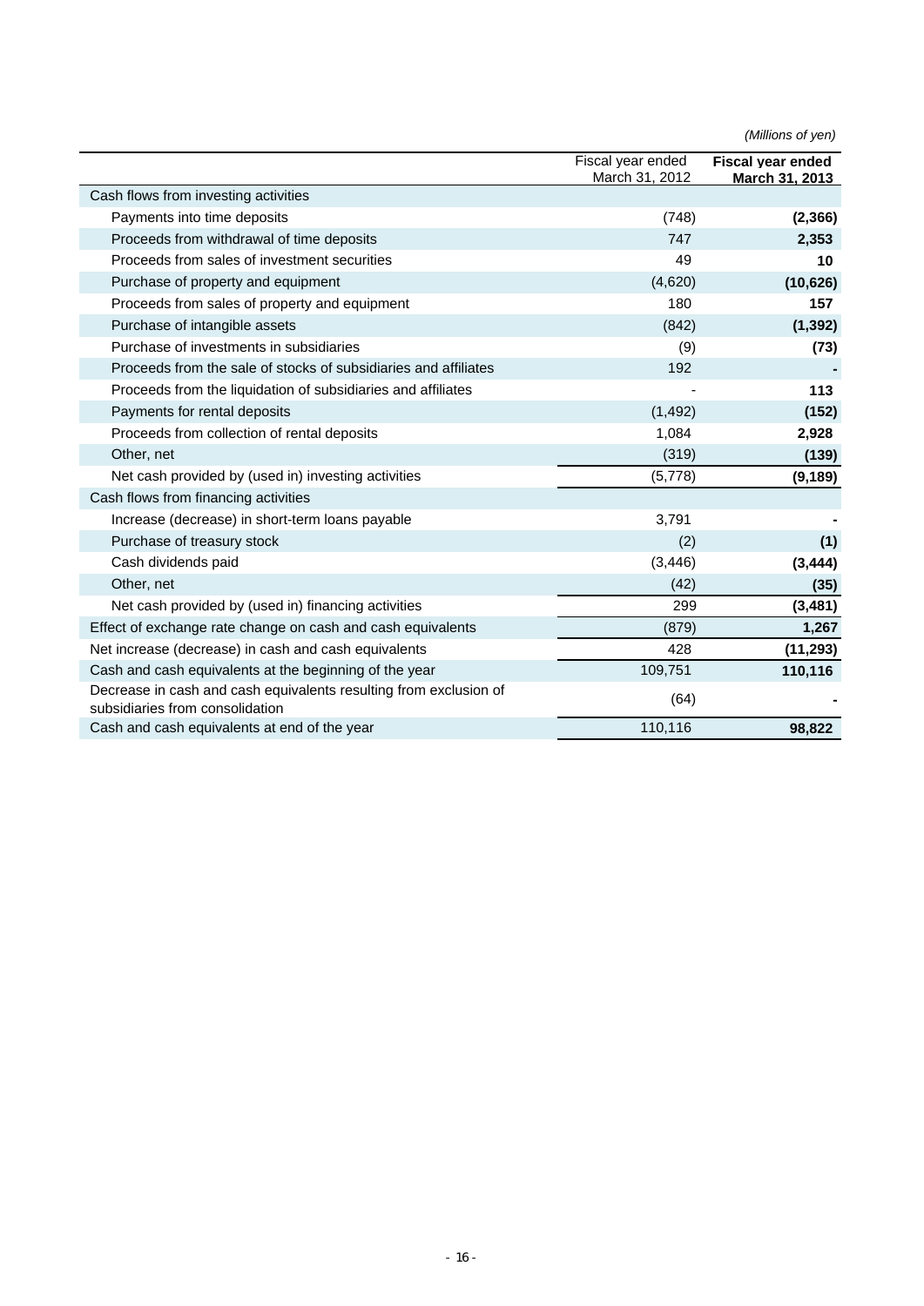*(Millions of yen)*

| | Fiscal year ended March 31, 2012 | **Fiscal year ended March 31, 2013** |
|---|---|---|
| Cash flows from investing activities | | |
| Payments into time deposits | (748) | **(2,366)** |
| Proceeds from withdrawal of time deposits | 747 | **2,353** |
| Proceeds from sales of investment securities | 49 | **10** |
| Purchase of property and equipment | (4,620) | **(10,626)** |
| Proceeds from sales of property and equipment | 180 | **157** |
| Purchase of intangible assets | (842) | **(1,392)** |
| Purchase of investments in subsidiaries | (9) | **(73)** |
| Proceeds from the sale of stocks of subsidiaries and affiliates | 192 | **-** |
| Proceeds from the liquidation of subsidiaries and affiliates | - | **113** |
| Payments for rental deposits | (1,492) | **(152)** |
| Proceeds from collection of rental deposits | 1,084 | **2,928** |
| Other, net | (319) | **(139)** |
| Net cash provided by (used in) investing activities | (5,778) | **(9,189)** |
| Cash flows from financing activities | | |
| Increase (decrease) in short-term loans payable | 3,791 | **-** |
| Purchase of treasury stock | (2) | **(1)** |
| Cash dividends paid | (3,446) | **(3,444)** |
| Other, net | (42) | **(35)** |
| Net cash provided by (used in) financing activities | 299 | **(3,481)** |
| Effect of exchange rate change on cash and cash equivalents | (879) | **1,267** |
| Net increase (decrease) in cash and cash equivalents | 428 | **(11,293)** |
| Cash and cash equivalents at the beginning of the year | 109,751 | **110,116** |
| Decrease in cash and cash equivalents resulting from exclusion of subsidiaries from consolidation | (64) | **-** |
| Cash and cash equivalents at end of the year | 110,116 | **98,822** |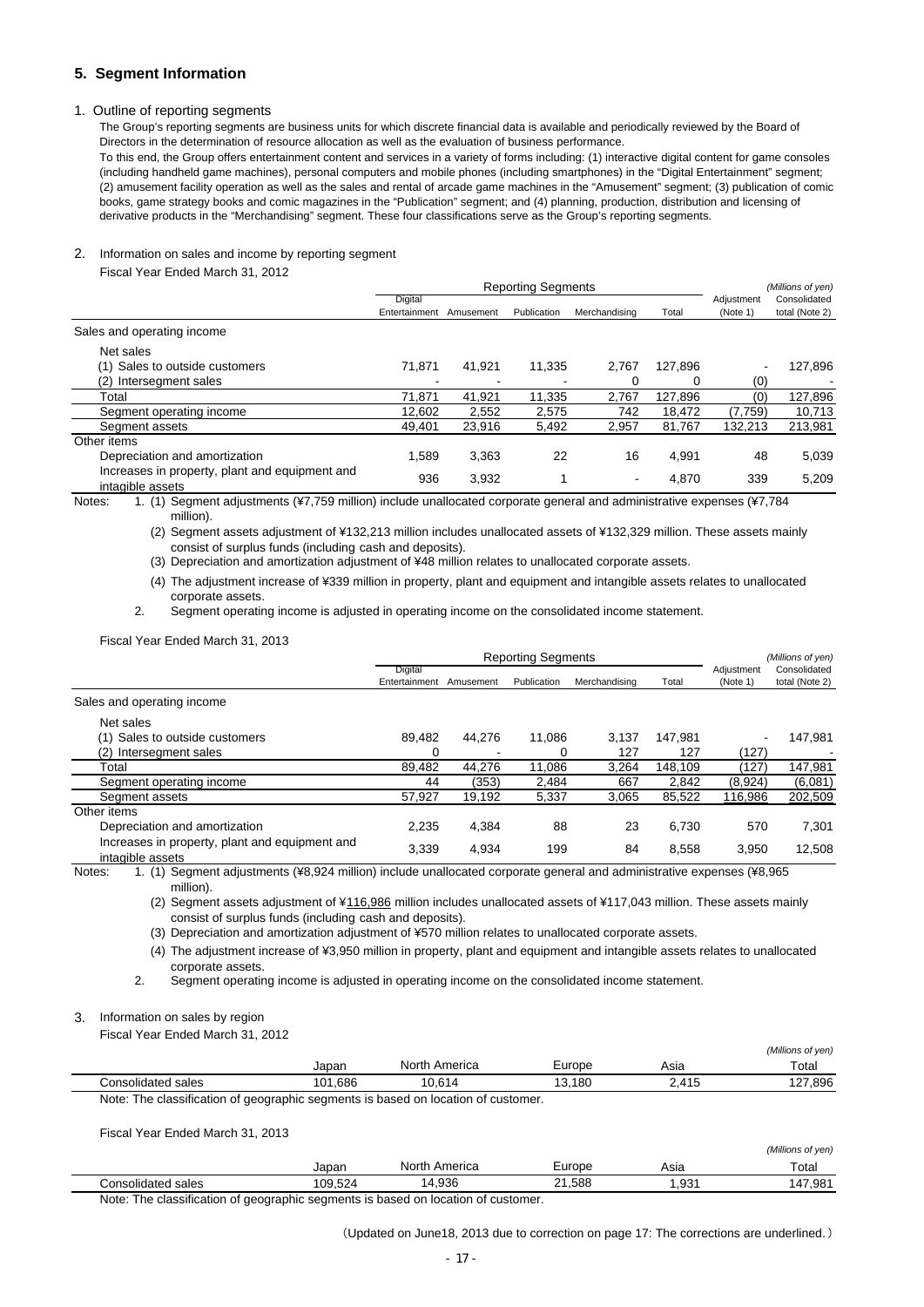## 5. Segment Information

### 1. Outline of reporting segments

The Group's reporting segments are business units for which discrete financial data is available and periodically reviewed by the Board of Directors in the determination of resource allocation as well as the evaluation of business performance.

To this end, the Group offers entertainment content and services in a variety of forms including: (1) interactive digital content for game consoles (including handheld game machines), personal computers and mobile phones (including smartphones) in the "Digital Entertainment" segment; (2) amusement facility operation as well as the sales and rental of arcade game machines in the "Amusement" segment; (3) publication of comic books, game strategy books and comic magazines in the "Publication" segment; and (4) planning, production, distribution and licensing of derivative products in the "Merchandising" segment. These four classifications serve as the Group's reporting segments.

### 2. Information on sales and income by reporting segment

Fiscal Year Ended March 31, 2012

*(Millions of yen)*

| | Reporting Segments | | | | | | |
|---|---|---|---|---|---|---|---|
| | Digital Entertainment | Amusement | Publication | Merchandising | Total | Adjustment (Note 1) | Consolidated total (Note 2) |
| Sales and operating income | | | | | | | |
| Net sales | | | | | | | |
| (1) Sales to outside customers | 71,871 | 41,921 | 11,335 | 2,767 | 127,896 | - | 127,896 |
| (2) Intersegment sales | - | - | - | 0 | 0 | (0) | - |
| Total | 71,871 | 41,921 | 11,335 | 2,767 | 127,896 | (0) | 127,896 |
| Segment operating income | 12,602 | 2,552 | 2,575 | 742 | 18,472 | (7,759) | 10,713 |
| Segment assets | 49,401 | 23,916 | 5,492 | 2,957 | 81,767 | 132,213 | 213,981 |
| Other items | | | | | | | |
| Depreciation and amortization | 1,589 | 3,363 | 22 | 16 | 4,991 | 48 | 5,039 |
| Increases in property, plant and equipment and intagible assets | 936 | 3,932 | 1 | - | 4,870 | 339 | 5,209 |

Notes: 1. (1) Segment adjustments (¥7,759 million) include unallocated corporate general and administrative expenses (¥7,784 million).

(2) Segment assets adjustment of ¥132,213 million includes unallocated assets of ¥132,329 million. These assets mainly consist of surplus funds (including cash and deposits).

(3) Depreciation and amortization adjustment of ¥48 million relates to unallocated corporate assets.

(4) The adjustment increase of ¥339 million in property, plant and equipment and intangible assets relates to unallocated corporate assets.

2. Segment operating income is adjusted in operating income on the consolidated income statement.

Fiscal Year Ended March 31, 2013

*(Millions of yen)*

| | Reporting Segments | | | | | | |
|---|---|---|---|---|---|---|---|
| | Digital Entertainment | Amusement | Publication | Merchandising | Total | Adjustment (Note 1) | Consolidated total (Note 2) |
| Sales and operating income | | | | | | | |
| Net sales | | | | | | | |
| (1) Sales to outside customers | 89,482 | 44,276 | 11,086 | 3,137 | 147,981 | - | 147,981 |
| (2) Intersegment sales | 0 | - | 0 | 127 | 127 | (127) | - |
| Total | 89,482 | 44,276 | 11,086 | 3,264 | 148,109 | (127) | 147,981 |
| Segment operating income | 44 | (353) | 2,484 | 667 | 2,842 | (8,924) | (6,081) |
| Segment assets | 57,927 | 19,192 | 5,337 | 3,065 | 85,522 | 116,986 | 202,509 |
| Other items | | | | | | | |
| Depreciation and amortization | 2,235 | 4,384 | 88 | 23 | 6,730 | 570 | 7,301 |
| Increases in property, plant and equipment and intagible assets | 3,339 | 4,934 | 199 | 84 | 8,558 | 3,950 | 12,508 |

Notes: 1. (1) Segment adjustments (¥8,924 million) include unallocated corporate general and administrative expenses (¥8,965 million).

(2) Segment assets adjustment of ¥116,986 million includes unallocated assets of ¥117,043 million. These assets mainly consist of surplus funds (including cash and deposits).

(3) Depreciation and amortization adjustment of ¥570 million relates to unallocated corporate assets.

(4) The adjustment increase of ¥3,950 million in property, plant and equipment and intangible assets relates to unallocated corporate assets.

2. Segment operating income is adjusted in operating income on the consolidated income statement.

### 3. Information on sales by region

Fiscal Year Ended March 31, 2012

*(Millions of yen)*

| | Japan | North America | Europe | Asia | Total |
|---|---|---|---|---|---|
| Consolidated sales | 101,686 | 10,614 | 13,180 | 2,415 | 127,896 |

Note: The classification of geographic segments is based on location of customer.

Fiscal Year Ended March 31, 2013

*(Millions of yen)*

| | Japan | North America | Europe | Asia | Total |
|---|---|---|---|---|---|
| Consolidated sales | 109,524 | 14,936 | 21,588 | 1,931 | 147,981 |

Note: The classification of geographic segments is based on location of customer.

（Updated on June18, 2013 due to correction on page 17: The corrections are underlined.）